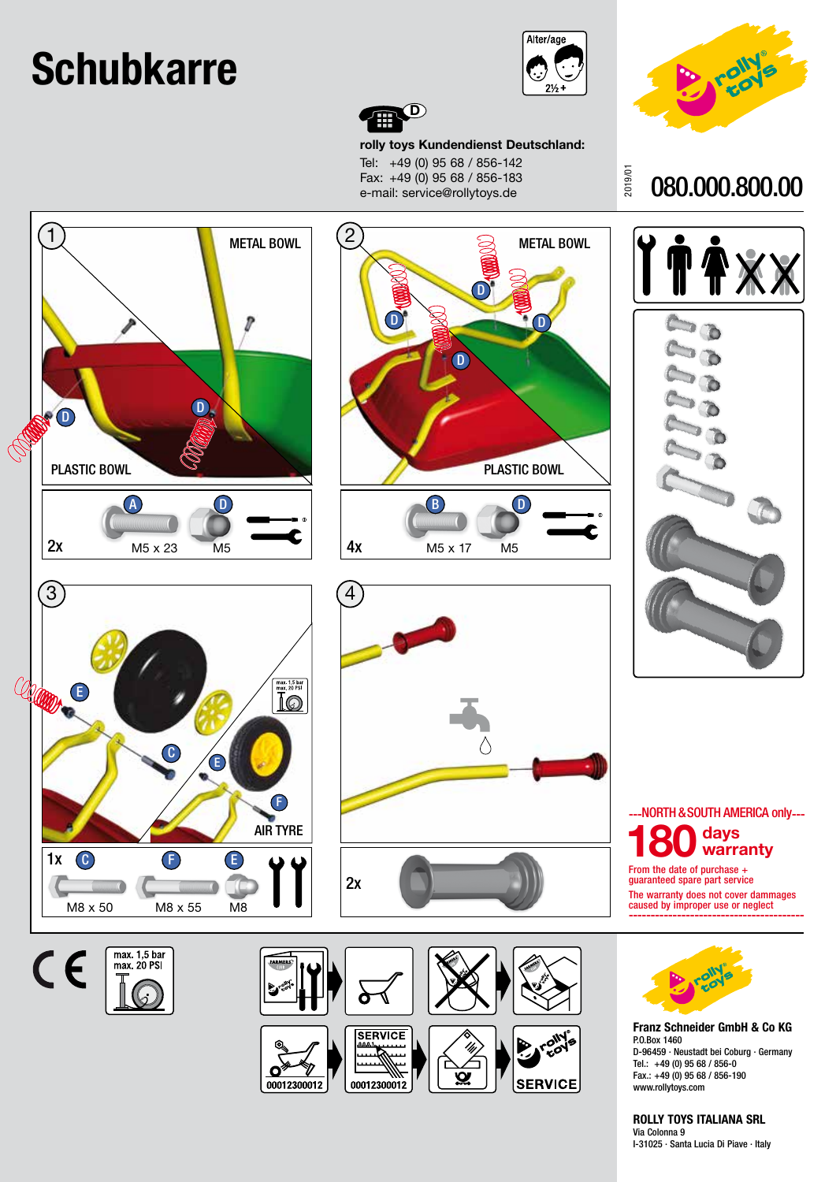# Schubkarre

Alter/age 2½+

**rolly toys Kundendienst Deutschland:**

Tel: +49 (0) 95 68 / 856-142
Fax: +49 (0) 95 68 / 856-183
e-mail: service@rollytoys.de

2019/01

## 080.000.800.00

### 1

METAL BOWL

PLASTIC BOWL

2x — A: M5 x 23, D: M5

### 2

METAL BOWL

PLASTIC BOWL

4x — B: M5 x 17, D: M5

### 3

max. 1,5 bar
max. 20 PSI

AIR TYRE

1x — C: M8 x 50, F: M8 x 55, E: M8

### 4

2x

---NORTH & SOUTH AMERICA only---

**180 days warranty**

From the date of purchase + guaranteed spare part service

The warranty does not cover dammages caused by improper use or neglect

---

max. 1,5 bar
max. 20 PSI

SERVICE

00012300012

00012300012

SERVICE

**Franz Schneider GmbH & Co KG**
P.O.Box 1460
D-96459 · Neustadt bei Coburg · Germany
Tel.: +49 (0) 95 68 / 856-0
Fax.: +49 (0) 95 68 / 856-190
www.rollytoys.com

**ROLLY TOYS ITALIANA SRL**
Via Colonna 9
I-31025 · Santa Lucia Di Piave · Italy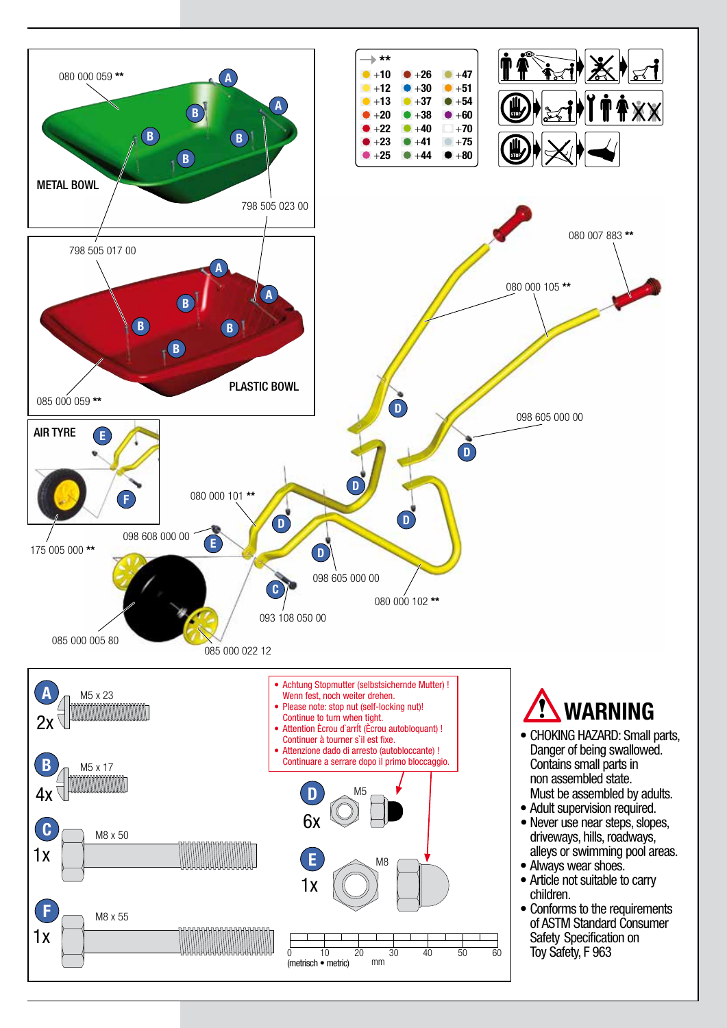080 000 059 **

METAL BOWL

798 505 023 00

798 505 017 00

085 000 059 **

PLASTIC BOWL

AIR TYRE

175 005 000 **

080 007 883 **

080 000 105 **

098 605 000 00

080 000 101 **

098 608 000 00

098 605 000 00

080 000 102 **

093 108 050 00

085 000 005 80

085 000 022 12

| | | |
|---|---|---|
| → ** | | |
| +10 | +26 | +47 |
| +12 | +30 | +51 |
| +13 | +37 | +54 |
| +20 | +38 | +60 |
| +22 | +40 | +70 |
| +23 | +41 | +75 |
| +25 | +44 | +80 |

A 2x M5 x 23

B 4x M5 x 17

C 1x M8 x 50

F 1x M8 x 55

- Achtung Stopmutter (selbstsichernde Mutter) ! Wenn fest, noch weiter drehen.
- Please note: stop nut (self-locking nut)! Continue to turn when tight.
- Attention Ècrou d'arrÍt (Écrou autobloquant) ! Continuer à tourner s'il est fixe.
- Attenzione dado di arresto (autobloccante) ! Continuare a serrare dopo il primo bloccaggio.

D 6x M5

E 1x M8

0 10 20 30 40 50 60
(metrisch • metric) mm

# WARNING

- CHOKING HAZARD: Small parts, Danger of being swallowed. Contains small parts in non assembled state. Must be assembled by adults.
- Adult supervision required.
- Never use near steps, slopes, driveways, hills, roadways, alleys or swimming pool areas.
- Always wear shoes.
- Article not suitable to carry children.
- Conforms to the requirements of ASTM Standard Consumer Safety Specification on Toy Safety, F 963